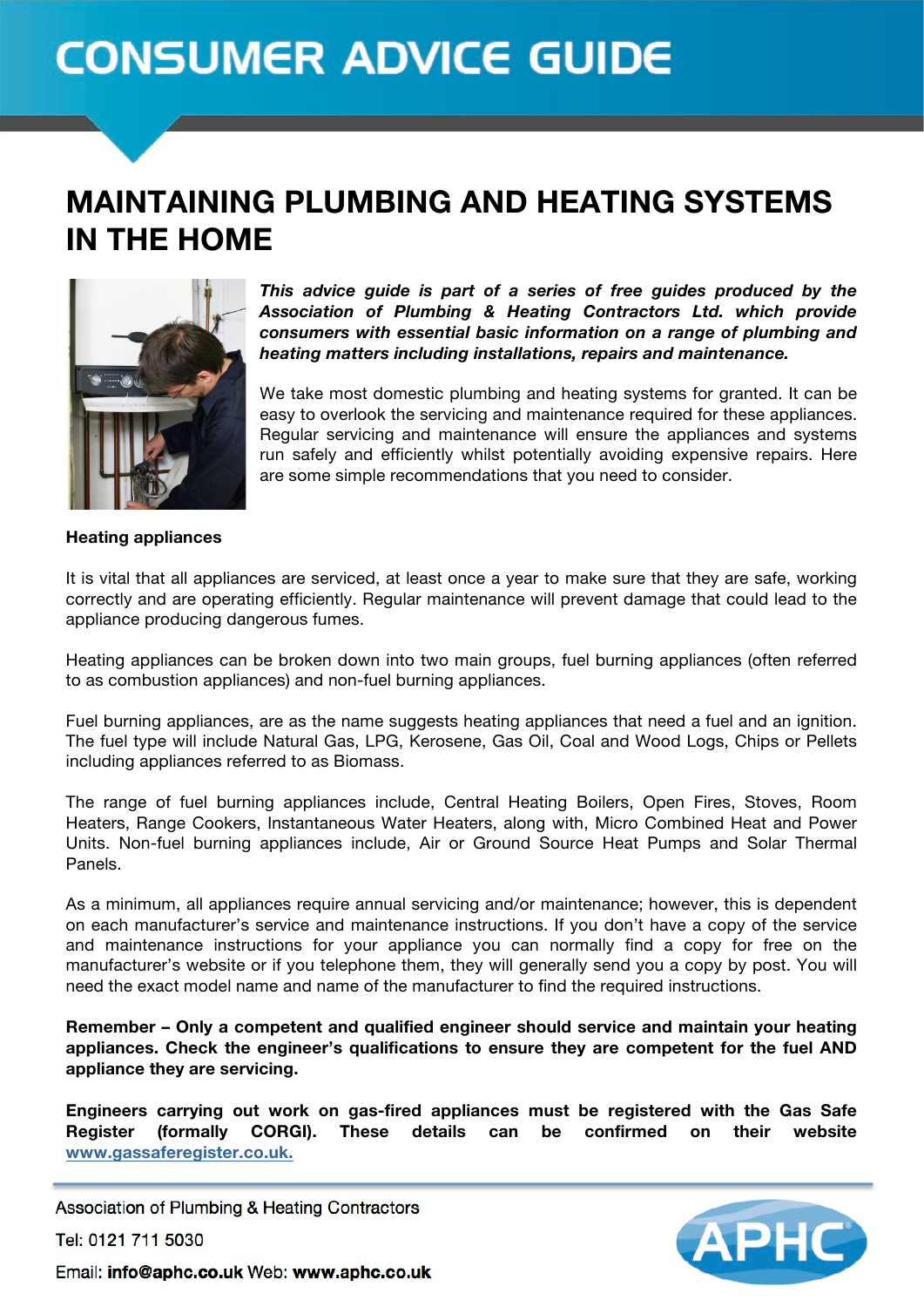# CONSUMER ADVICE GUIDE

# MAINTAINING PLUMBING AND HEATING SYSTEMS IN THE HOME

***This advice guide is part of a series of free guides produced by the Association of Plumbing & Heating Contractors Ltd. which provide consumers with essential basic information on a range of plumbing and heating matters including installations, repairs and maintenance.***

We take most domestic plumbing and heating systems for granted. It can be easy to overlook the servicing and maintenance required for these appliances. Regular servicing and maintenance will ensure the appliances and systems run safely and efficiently whilst potentially avoiding expensive repairs. Here are some simple recommendations that you need to consider.

**Heating appliances**

It is vital that all appliances are serviced, at least once a year to make sure that they are safe, working correctly and are operating efficiently. Regular maintenance will prevent damage that could lead to the appliance producing dangerous fumes.

Heating appliances can be broken down into two main groups, fuel burning appliances (often referred to as combustion appliances) and non-fuel burning appliances.

Fuel burning appliances, are as the name suggests heating appliances that need a fuel and an ignition. The fuel type will include Natural Gas, LPG, Kerosene, Gas Oil, Coal and Wood Logs, Chips or Pellets including appliances referred to as Biomass.

The range of fuel burning appliances include, Central Heating Boilers, Open Fires, Stoves, Room Heaters, Range Cookers, Instantaneous Water Heaters, along with, Micro Combined Heat and Power Units. Non-fuel burning appliances include, Air or Ground Source Heat Pumps and Solar Thermal Panels.

As a minimum, all appliances require annual servicing and/or maintenance; however, this is dependent on each manufacturer's service and maintenance instructions. If you don't have a copy of the service and maintenance instructions for your appliance you can normally find a copy for free on the manufacturer's website or if you telephone them, they will generally send you a copy by post. You will need the exact model name and name of the manufacturer to find the required instructions.

**Remember – Only a competent and qualified engineer should service and maintain your heating appliances. Check the engineer's qualifications to ensure they are competent for the fuel AND appliance they are servicing.**

**Engineers carrying out work on gas-fired appliances must be registered with the Gas Safe Register (formally CORGI). These details can be confirmed on their website [www.gassaferegister.co.uk.](http://www.gassaferegister.co.uk)**

Association of Plumbing & Heating Contractors

Tel: 0121 711 5030

Email: **info@aphc.co.uk** Web: **www.aphc.co.uk**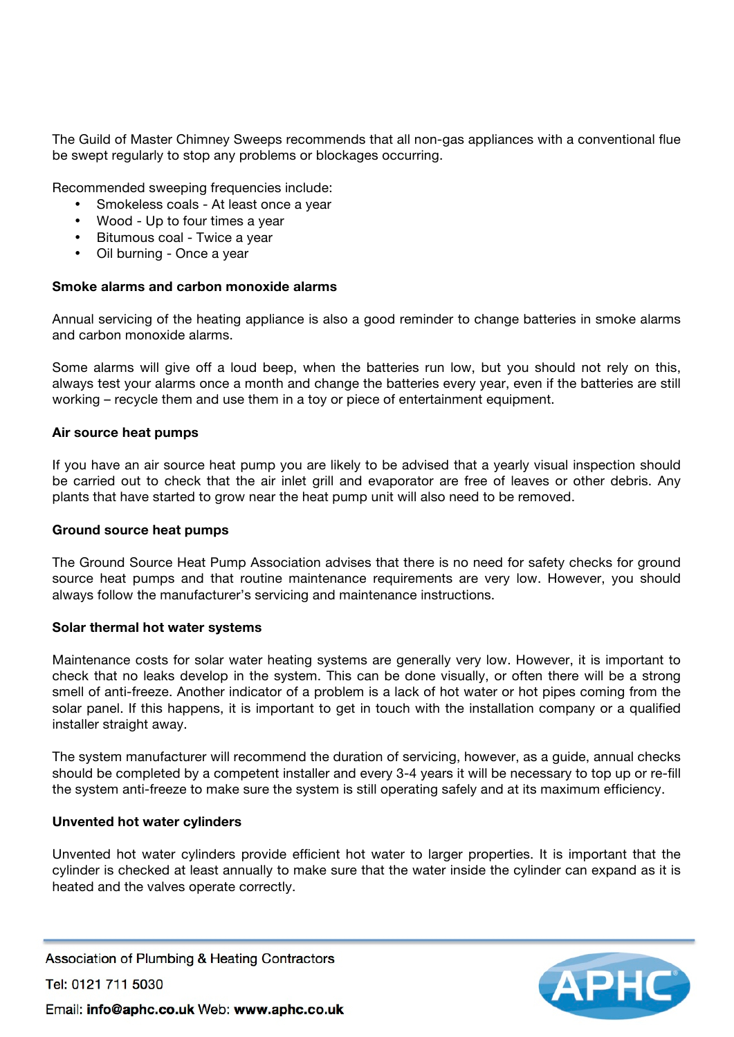The Guild of Master Chimney Sweeps recommends that all non-gas appliances with a conventional flue be swept regularly to stop any problems or blockages occurring.

Recommended sweeping frequencies include:

- Smokeless coals - At least once a year
- Wood - Up to four times a year
- Bitumous coal - Twice a year
- Oil burning - Once a year

**Smoke alarms and carbon monoxide alarms**

Annual servicing of the heating appliance is also a good reminder to change batteries in smoke alarms and carbon monoxide alarms.

Some alarms will give off a loud beep, when the batteries run low, but you should not rely on this, always test your alarms once a month and change the batteries every year, even if the batteries are still working – recycle them and use them in a toy or piece of entertainment equipment.

**Air source heat pumps**

If you have an air source heat pump you are likely to be advised that a yearly visual inspection should be carried out to check that the air inlet grill and evaporator are free of leaves or other debris. Any plants that have started to grow near the heat pump unit will also need to be removed.

**Ground source heat pumps**

The Ground Source Heat Pump Association advises that there is no need for safety checks for ground source heat pumps and that routine maintenance requirements are very low. However, you should always follow the manufacturer's servicing and maintenance instructions.

**Solar thermal hot water systems**

Maintenance costs for solar water heating systems are generally very low. However, it is important to check that no leaks develop in the system. This can be done visually, or often there will be a strong smell of anti-freeze. Another indicator of a problem is a lack of hot water or hot pipes coming from the solar panel. If this happens, it is important to get in touch with the installation company or a qualified installer straight away.

The system manufacturer will recommend the duration of servicing, however, as a guide, annual checks should be completed by a competent installer and every 3-4 years it will be necessary to top up or re-fill the system anti-freeze to make sure the system is still operating safely and at its maximum efficiency.

**Unvented hot water cylinders**

Unvented hot water cylinders provide efficient hot water to larger properties. It is important that the cylinder is checked at least annually to make sure that the water inside the cylinder can expand as it is heated and the valves operate correctly.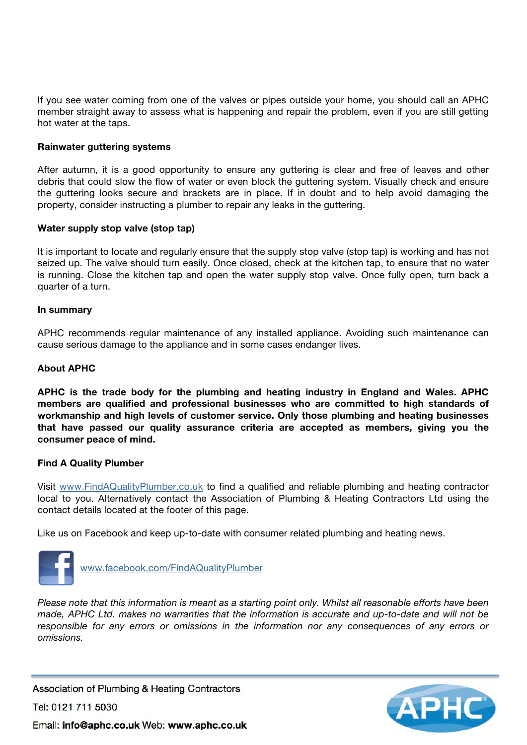If you see water coming from one of the valves or pipes outside your home, you should call an APHC member straight away to assess what is happening and repair the problem, even if you are still getting hot water at the taps.

**Rainwater guttering systems**

After autumn, it is a good opportunity to ensure any guttering is clear and free of leaves and other debris that could slow the flow of water or even block the guttering system. Visually check and ensure the guttering looks secure and brackets are in place. If in doubt and to help avoid damaging the property, consider instructing a plumber to repair any leaks in the guttering.

**Water supply stop valve (stop tap)**

It is important to locate and regularly ensure that the supply stop valve (stop tap) is working and has not seized up. The valve should turn easily. Once closed, check at the kitchen tap, to ensure that no water is running. Close the kitchen tap and open the water supply stop valve. Once fully open, turn back a quarter of a turn.

**In summary**

APHC recommends regular maintenance of any installed appliance. Avoiding such maintenance can cause serious damage to the appliance and in some cases endanger lives.

**About APHC**

**APHC is the trade body for the plumbing and heating industry in England and Wales. APHC members are qualified and professional businesses who are committed to high standards of workmanship and high levels of customer service. Only those plumbing and heating businesses that have passed our quality assurance criteria are accepted as members, giving you the consumer peace of mind.**

**Find A Quality Plumber**

Visit www.FindAQualityPlumber.co.uk to find a qualified and reliable plumbing and heating contractor local to you. Alternatively contact the Association of Plumbing & Heating Contractors Ltd using the contact details located at the footer of this page.

Like us on Facebook and keep up-to-date with consumer related plumbing and heating news.

www.facebook.com/FindAQualityPlumber

*Please note that this information is meant as a starting point only. Whilst all reasonable efforts have been made, APHC Ltd. makes no warranties that the information is accurate and up-to-date and will not be responsible for any errors or omissions in the information nor any consequences of any errors or omissions.*

Association of Plumbing & Heating Contractors

Tel: 0121 711 5030

Email: **info@aphc.co.uk** Web: **www.aphc.co.uk**